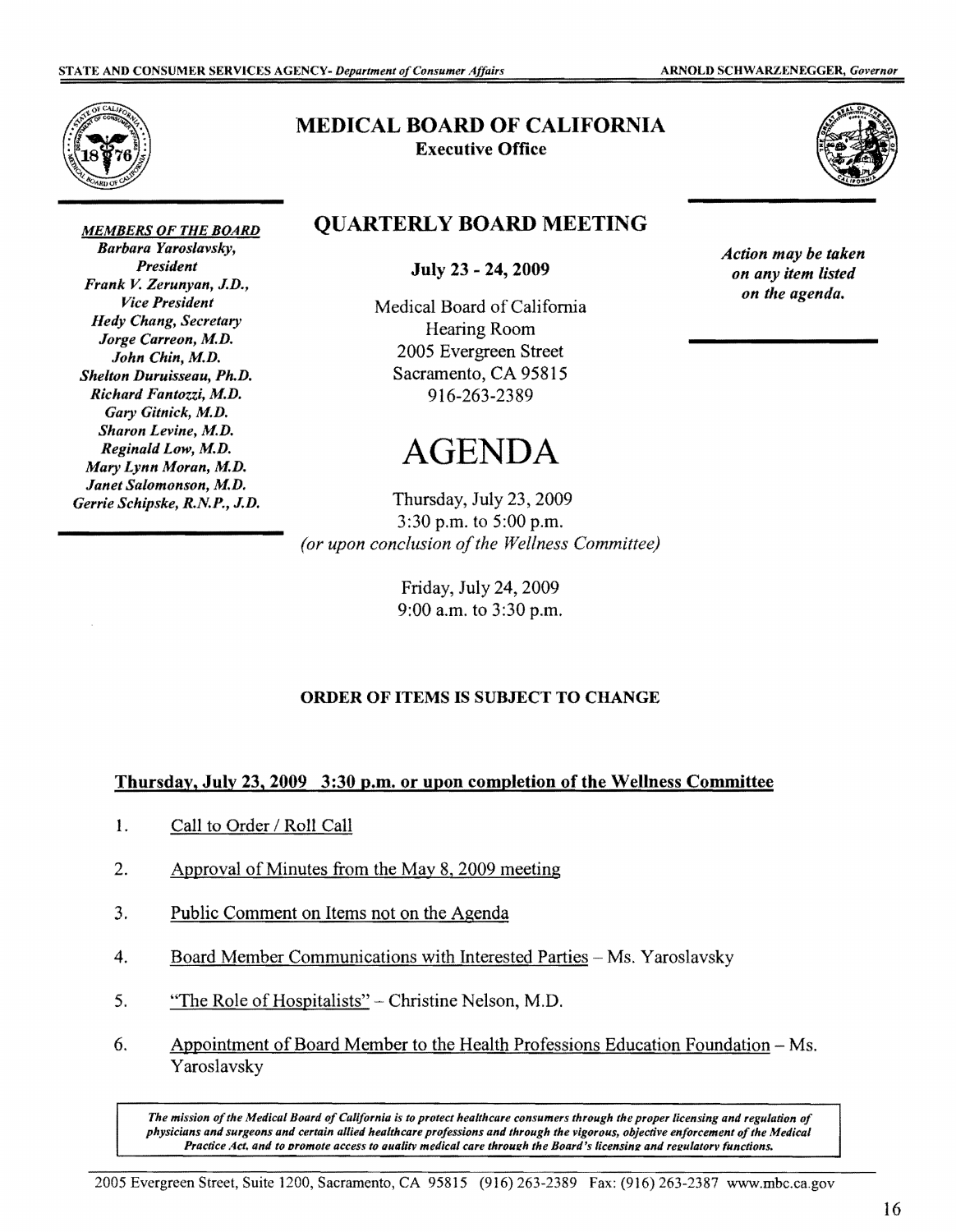STATE AND CONSUMER SERVICES AGENCY- *Department of Consumer Affairs* ARNOLD SCHWARZENEGGER, *Governor*

# MEDICAL BOARD OF CALIFORNIA
**Executive Office**

***MEMBERS OF THE BOARD***
*Barbara Yaroslavsky, President*
*Frank V. Zerunyan, J.D., Vice President*
*Hedy Chang, Secretary*
*Jorge Carreon, M.D.*
*John Chin, M.D.*
*Shelton Duruisseau, Ph.D.*
*Richard Fantozzi, M.D.*
*Gary Gitnick, M.D.*
*Sharon Levine, M.D.*
*Reginald Low, M.D.*
*Mary Lynn Moran, M.D.*
*Janet Salomonson, M.D.*
*Gerrie Schipske, R.N.P., J.D.*

## QUARTERLY BOARD MEETING

**July 23 - 24, 2009**

Medical Board of California
Hearing Room
2005 Evergreen Street
Sacramento, CA 95815
916-263-2389

***Action may be taken on any item listed on the agenda.***

# AGENDA

Thursday, July 23, 2009
3:30 p.m. to 5:00 p.m.
*(or upon conclusion of the Wellness Committee)*

Friday, July 24, 2009
9:00 a.m. to 3:30 p.m.

**ORDER OF ITEMS IS SUBJECT TO CHANGE**

**Thursday, July 23, 2009 3:30 p.m. or upon completion of the Wellness Committee**

1. Call to Order / Roll Call
2. Approval of Minutes from the May 8, 2009 meeting
3. Public Comment on Items not on the Agenda
4. Board Member Communications with Interested Parties – Ms. Yaroslavsky
5. "The Role of Hospitalists" – Christine Nelson, M.D.
6. Appointment of Board Member to the Health Professions Education Foundation – Ms. Yaroslavsky

***The mission of the Medical Board of California is to protect healthcare consumers through the proper licensing and regulation of physicians and surgeons and certain allied healthcare professions and through the vigorous, objective enforcement of the Medical Practice Act, and to promote access to quality medical care through the Board's licensing and regulatory functions.***

2005 Evergreen Street, Suite 1200, Sacramento, CA 95815 (916) 263-2389 Fax: (916) 263-2387 www.mbc.ca.gov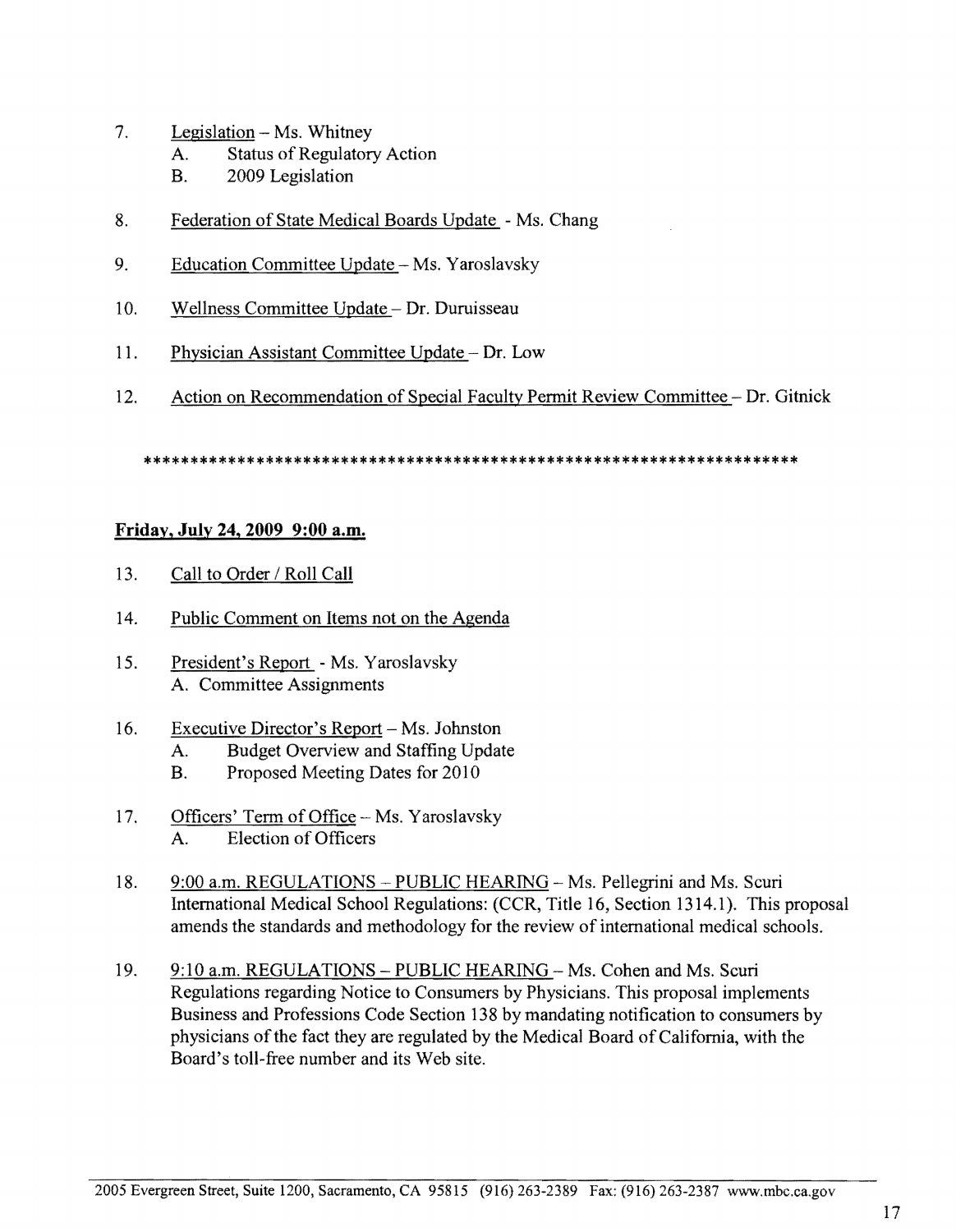7. <u>Legislation</u> – Ms. Whitney
   A. Status of Regulatory Action
   B. 2009 Legislation

8. <u>Federation of State Medical Boards Update</u> - Ms. Chang

9. <u>Education Committee Update</u> – Ms. Yaroslavsky

10. <u>Wellness Committee Update</u> – Dr. Duruisseau

11. <u>Physician Assistant Committee Update</u> – Dr. Low

12. <u>Action on Recommendation of Special Faculty Permit Review Committee</u> – Dr. Gitnick

**********************************************************************

**<u>Friday, July 24, 2009 9:00 a.m.</u>**

13. <u>Call to Order / Roll Call</u>

14. <u>Public Comment on Items not on the Agenda</u>

15. <u>President's Report</u> - Ms. Yaroslavsky
    A. Committee Assignments

16. <u>Executive Director's Report</u> – Ms. Johnston
    A. Budget Overview and Staffing Update
    B. Proposed Meeting Dates for 2010

17. <u>Officers' Term of Office</u> – Ms. Yaroslavsky
    A. Election of Officers

18. <u>9:00 a.m. REGULATIONS – PUBLIC HEARING</u> – Ms. Pellegrini and Ms. Scuri
    International Medical School Regulations: (CCR, Title 16, Section 1314.1). This proposal amends the standards and methodology for the review of international medical schools.

19. <u>9:10 a.m. REGULATIONS – PUBLIC HEARING</u> – Ms. Cohen and Ms. Scuri
    Regulations regarding Notice to Consumers by Physicians. This proposal implements Business and Professions Code Section 138 by mandating notification to consumers by physicians of the fact they are regulated by the Medical Board of California, with the Board's toll-free number and its Web site.

2005 Evergreen Street, Suite 1200, Sacramento, CA 95815 (916) 263-2389 Fax: (916) 263-2387 www.mbc.ca.gov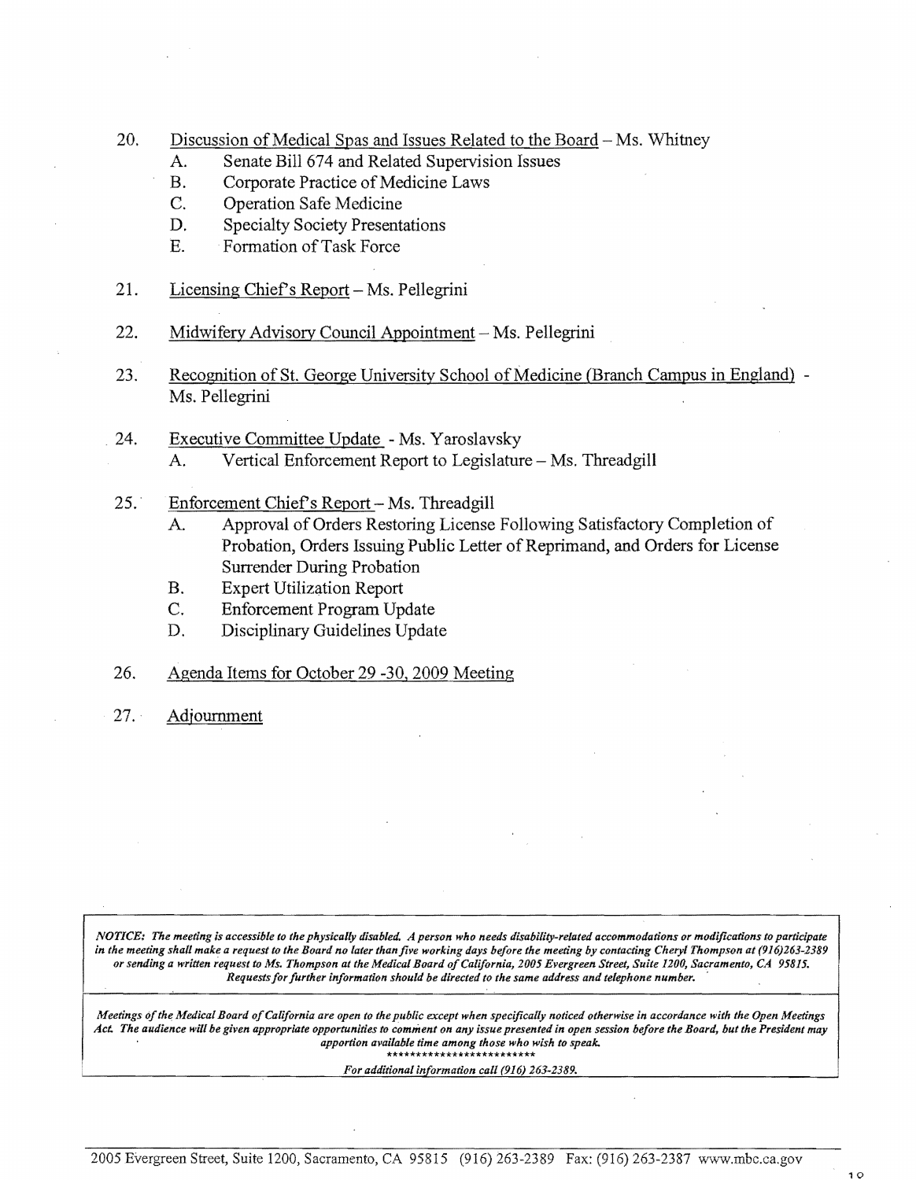20. Discussion of Medical Spas and Issues Related to the Board – Ms. Whitney
    A. Senate Bill 674 and Related Supervision Issues
    B. Corporate Practice of Medicine Laws
    C. Operation Safe Medicine
    D. Specialty Society Presentations
    E. Formation of Task Force

21. Licensing Chief's Report – Ms. Pellegrini

22. Midwifery Advisory Council Appointment – Ms. Pellegrini

23. Recognition of St. George University School of Medicine (Branch Campus in England) - Ms. Pellegrini

24. Executive Committee Update - Ms. Yaroslavsky
    A. Vertical Enforcement Report to Legislature – Ms. Threadgill

25. Enforcement Chief's Report – Ms. Threadgill
    A. Approval of Orders Restoring License Following Satisfactory Completion of Probation, Orders Issuing Public Letter of Reprimand, and Orders for License Surrender During Probation
    B. Expert Utilization Report
    C. Enforcement Program Update
    D. Disciplinary Guidelines Update

26. Agenda Items for October 29 -30, 2009 Meeting

27. Adjournment

*NOTICE: The meeting is accessible to the physically disabled. A person who needs disability-related accommodations or modifications to participate in the meeting shall make a request to the Board no later than five working days before the meeting by contacting Cheryl Thompson at (916)263-2389 or sending a written request to Ms. Thompson at the Medical Board of California, 2005 Evergreen Street, Suite 1200, Sacramento, CA 95815. Requests for further information should be directed to the same address and telephone number.*

*Meetings of the Medical Board of California are open to the public except when specifically noticed otherwise in accordance with the Open Meetings Act. The audience will be given appropriate opportunities to comment on any issue presented in open session before the Board, but the President may apportion available time among those who wish to speak.*

************************

*For additional information call (916) 263-2389.*

2005 Evergreen Street, Suite 1200, Sacramento, CA 95815 (916) 263-2389 Fax: (916) 263-2387 www.mbc.ca.gov